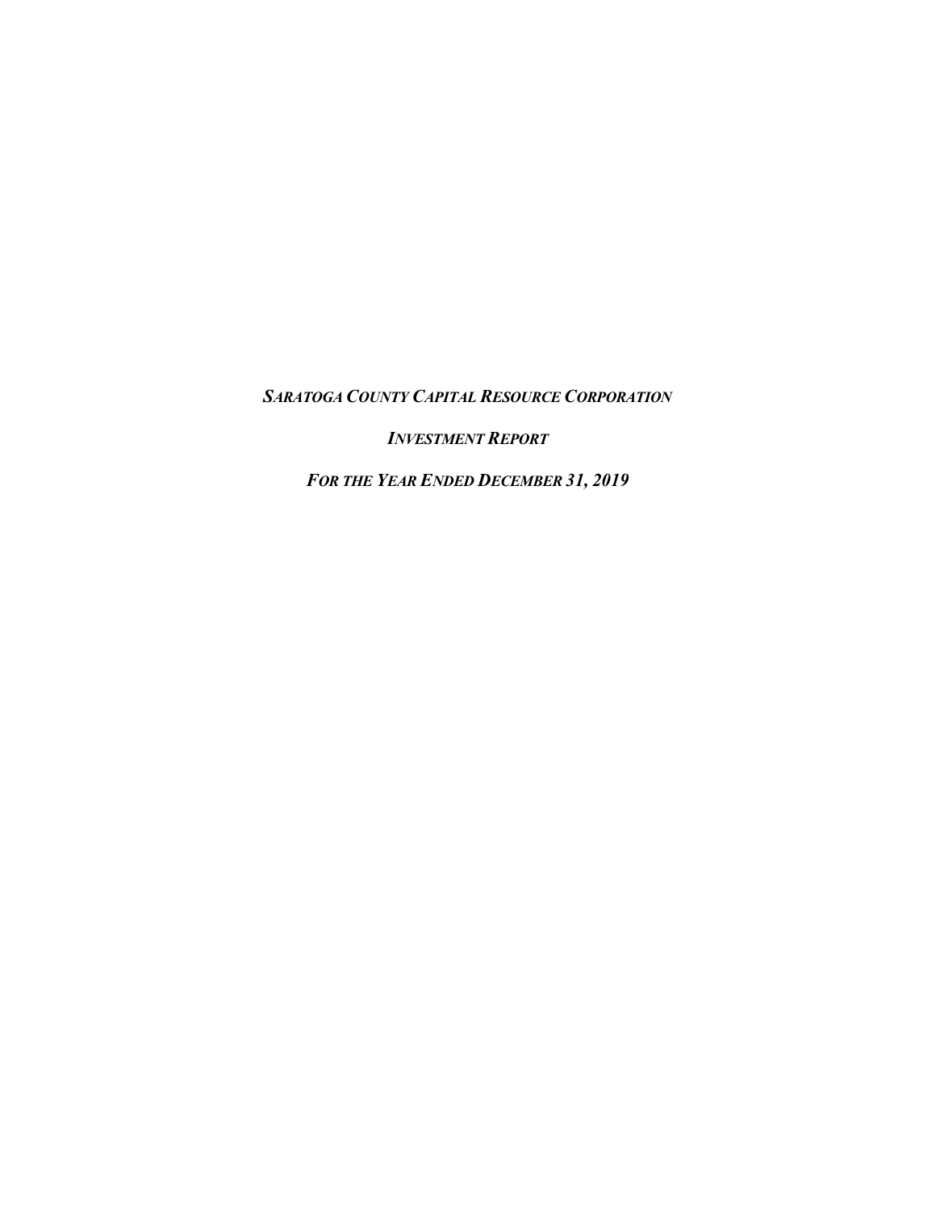***SARATOGA COUNTY CAPITAL RESOURCE CORPORATION***

***INVESTMENT REPORT***

***FOR THE YEAR ENDED DECEMBER 31, 2019***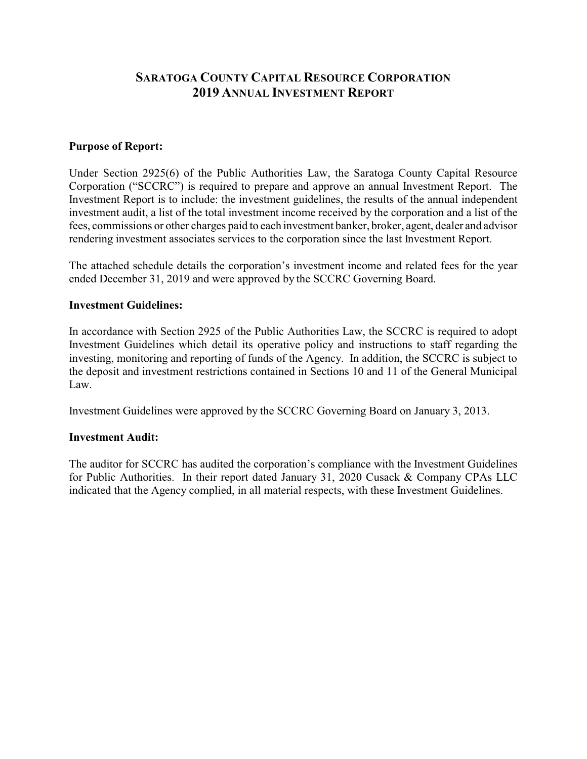# SARATOGA COUNTY CAPITAL RESOURCE CORPORATION
# 2019 ANNUAL INVESTMENT REPORT

**Purpose of Report:**

Under Section 2925(6) of the Public Authorities Law, the Saratoga County Capital Resource Corporation ("SCCRC") is required to prepare and approve an annual Investment Report. The Investment Report is to include: the investment guidelines, the results of the annual independent investment audit, a list of the total investment income received by the corporation and a list of the fees, commissions or other charges paid to each investment banker, broker, agent, dealer and advisor rendering investment associates services to the corporation since the last Investment Report.

The attached schedule details the corporation's investment income and related fees for the year ended December 31, 2019 and were approved by the SCCRC Governing Board.

**Investment Guidelines:**

In accordance with Section 2925 of the Public Authorities Law, the SCCRC is required to adopt Investment Guidelines which detail its operative policy and instructions to staff regarding the investing, monitoring and reporting of funds of the Agency. In addition, the SCCRC is subject to the deposit and investment restrictions contained in Sections 10 and 11 of the General Municipal Law.

Investment Guidelines were approved by the SCCRC Governing Board on January 3, 2013.

**Investment Audit:**

The auditor for SCCRC has audited the corporation's compliance with the Investment Guidelines for Public Authorities. In their report dated January 31, 2020 Cusack & Company CPAs LLC indicated that the Agency complied, in all material respects, with these Investment Guidelines.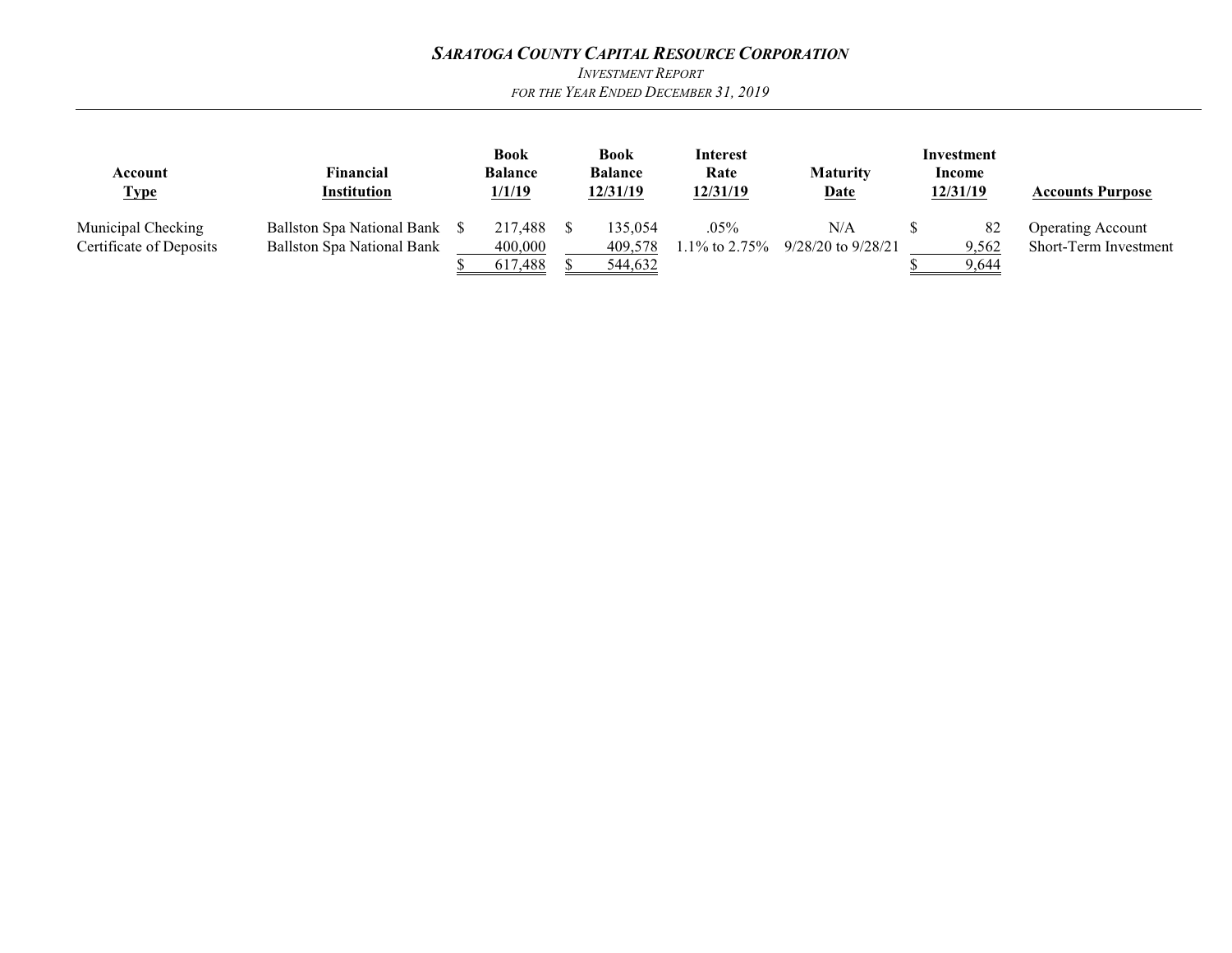# *SARATOGA COUNTY CAPITAL RESOURCE CORPORATION*

*INVESTMENT REPORT*

*FOR THE YEAR ENDED DECEMBER 31, 2019*

| Account Type | Financial Institution | Book Balance 1/1/19 | Book Balance 12/31/19 | Interest Rate 12/31/19 | Maturity Date | Investment Income 12/31/19 | Accounts Purpose |
|---|---|---|---|---|---|---|---|
| Municipal Checking | Ballston Spa National Bank | $ 217,488 | $ 135,054 | .05% | N/A | $ 82 | Operating Account |
| Certificate of Deposits | Ballston Spa National Bank | 400,000 | 409,578 | 1.1% to 2.75% | 9/28/20 to 9/28/21 | 9,562 | Short-Term Investment |
| | | $ 617,488 | $ 544,632 | | | $ 9,644 | |